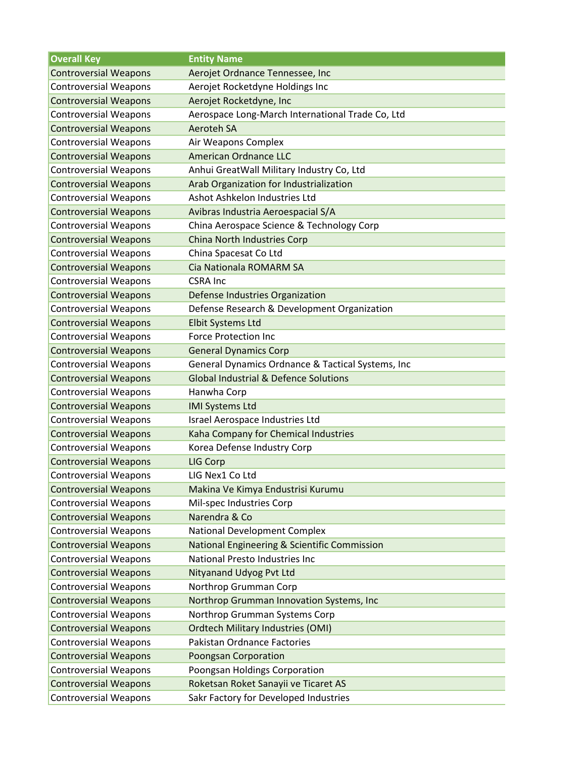| Overall Key | Entity Name |
| --- | --- |
| Controversial Weapons | Aerojet Ordnance Tennessee, Inc |
| Controversial Weapons | Aerojet Rocketdyne Holdings Inc |
| Controversial Weapons | Aerojet Rocketdyne, Inc |
| Controversial Weapons | Aerospace Long-March International Trade Co, Ltd |
| Controversial Weapons | Aeroteh SA |
| Controversial Weapons | Air Weapons Complex |
| Controversial Weapons | American Ordnance LLC |
| Controversial Weapons | Anhui GreatWall Military Industry Co, Ltd |
| Controversial Weapons | Arab Organization for Industrialization |
| Controversial Weapons | Ashot Ashkelon Industries Ltd |
| Controversial Weapons | Avibras Industria Aeroespacial S/A |
| Controversial Weapons | China Aerospace Science & Technology Corp |
| Controversial Weapons | China North Industries Corp |
| Controversial Weapons | China Spacesat Co Ltd |
| Controversial Weapons | Cia Nationala ROMARM SA |
| Controversial Weapons | CSRA Inc |
| Controversial Weapons | Defense Industries Organization |
| Controversial Weapons | Defense Research & Development Organization |
| Controversial Weapons | Elbit Systems Ltd |
| Controversial Weapons | Force Protection Inc |
| Controversial Weapons | General Dynamics Corp |
| Controversial Weapons | General Dynamics Ordnance & Tactical Systems, Inc |
| Controversial Weapons | Global Industrial & Defence Solutions |
| Controversial Weapons | Hanwha Corp |
| Controversial Weapons | IMI Systems Ltd |
| Controversial Weapons | Israel Aerospace Industries Ltd |
| Controversial Weapons | Kaha Company for Chemical Industries |
| Controversial Weapons | Korea Defense Industry Corp |
| Controversial Weapons | LIG Corp |
| Controversial Weapons | LIG Nex1 Co Ltd |
| Controversial Weapons | Makina Ve Kimya Endustrisi Kurumu |
| Controversial Weapons | Mil-spec Industries Corp |
| Controversial Weapons | Narendra & Co |
| Controversial Weapons | National Development Complex |
| Controversial Weapons | National Engineering & Scientific Commission |
| Controversial Weapons | National Presto Industries Inc |
| Controversial Weapons | Nityanand Udyog Pvt Ltd |
| Controversial Weapons | Northrop Grumman Corp |
| Controversial Weapons | Northrop Grumman Innovation Systems, Inc |
| Controversial Weapons | Northrop Grumman Systems Corp |
| Controversial Weapons | Ordtech Military Industries (OMI) |
| Controversial Weapons | Pakistan Ordnance Factories |
| Controversial Weapons | Poongsan Corporation |
| Controversial Weapons | Poongsan Holdings Corporation |
| Controversial Weapons | Roketsan Roket Sanayii ve Ticaret AS |
| Controversial Weapons | Sakr Factory for Developed Industries |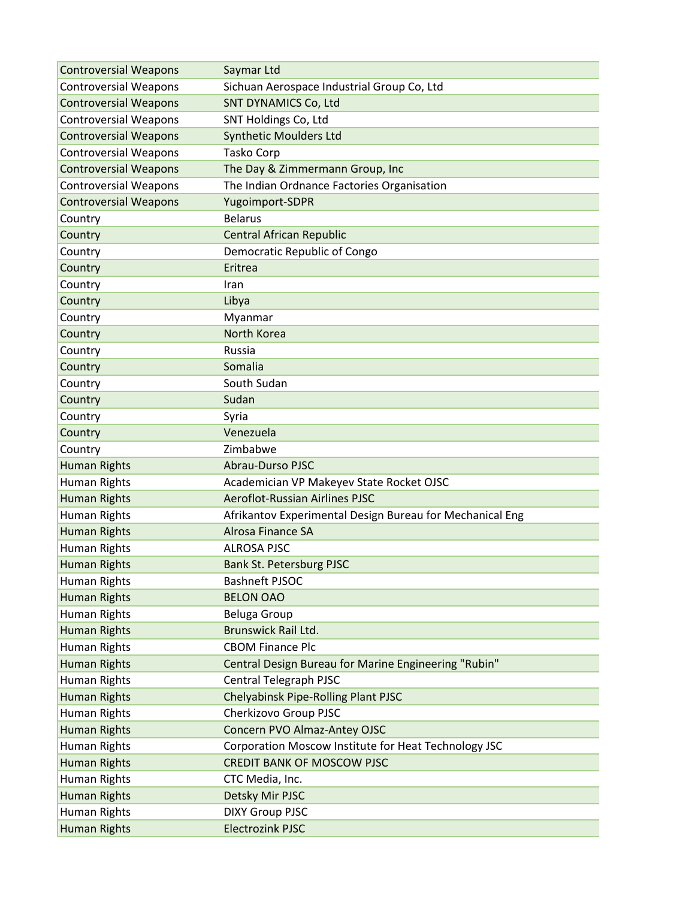| | |
|---|---|
| Controversial Weapons | Saymar Ltd |
| Controversial Weapons | Sichuan Aerospace Industrial Group Co, Ltd |
| Controversial Weapons | SNT DYNAMICS Co, Ltd |
| Controversial Weapons | SNT Holdings Co, Ltd |
| Controversial Weapons | Synthetic Moulders Ltd |
| Controversial Weapons | Tasko Corp |
| Controversial Weapons | The Day & Zimmermann Group, Inc |
| Controversial Weapons | The Indian Ordnance Factories Organisation |
| Controversial Weapons | Yugoimport-SDPR |
| Country | Belarus |
| Country | Central African Republic |
| Country | Democratic Republic of Congo |
| Country | Eritrea |
| Country | Iran |
| Country | Libya |
| Country | Myanmar |
| Country | North Korea |
| Country | Russia |
| Country | Somalia |
| Country | South Sudan |
| Country | Sudan |
| Country | Syria |
| Country | Venezuela |
| Country | Zimbabwe |
| Human Rights | Abrau-Durso PJSC |
| Human Rights | Academician VP Makeyev State Rocket OJSC |
| Human Rights | Aeroflot-Russian Airlines PJSC |
| Human Rights | Afrikantov Experimental Design Bureau for Mechanical Eng |
| Human Rights | Alrosa Finance SA |
| Human Rights | ALROSA PJSC |
| Human Rights | Bank St. Petersburg PJSC |
| Human Rights | Bashneft PJSOC |
| Human Rights | BELON OAO |
| Human Rights | Beluga Group |
| Human Rights | Brunswick Rail Ltd. |
| Human Rights | CBOM Finance Plc |
| Human Rights | Central Design Bureau for Marine Engineering "Rubin" |
| Human Rights | Central Telegraph PJSC |
| Human Rights | Chelyabinsk Pipe-Rolling Plant PJSC |
| Human Rights | Cherkizovo Group PJSC |
| Human Rights | Concern PVO Almaz-Antey OJSC |
| Human Rights | Corporation Moscow Institute for Heat Technology JSC |
| Human Rights | CREDIT BANK OF MOSCOW PJSC |
| Human Rights | CTC Media, Inc. |
| Human Rights | Detsky Mir PJSC |
| Human Rights | DIXY Group PJSC |
| Human Rights | Electrozink PJSC |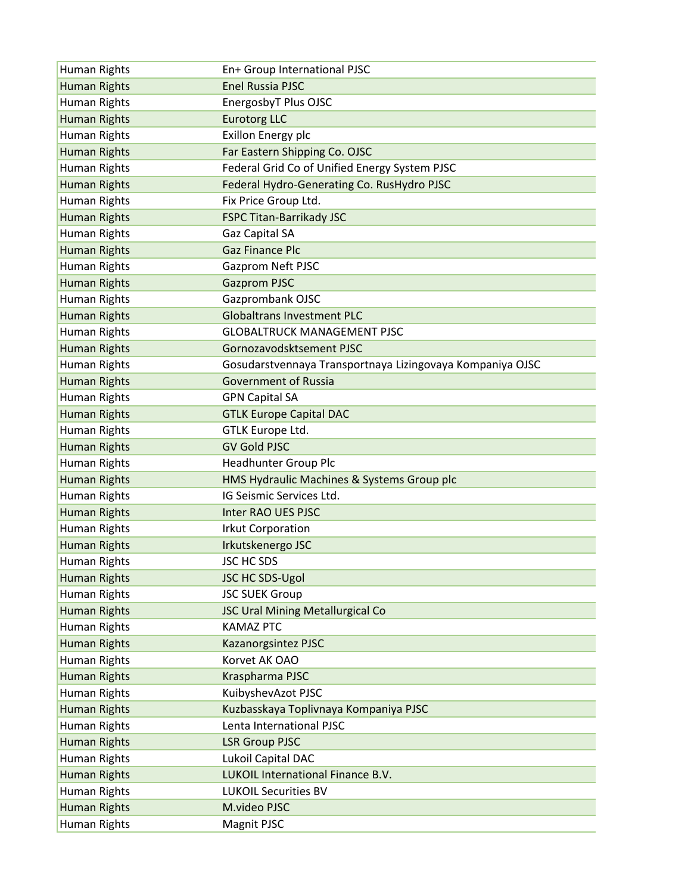| Human Rights | En+ Group International PJSC |
|---|---|
| Human Rights | Enel Russia PJSC |
| Human Rights | EnergosbyT Plus OJSC |
| Human Rights | Eurotorg LLC |
| Human Rights | Exillon Energy plc |
| Human Rights | Far Eastern Shipping Co. OJSC |
| Human Rights | Federal Grid Co of Unified Energy System PJSC |
| Human Rights | Federal Hydro-Generating Co. RusHydro PJSC |
| Human Rights | Fix Price Group Ltd. |
| Human Rights | FSPC Titan-Barrikady JSC |
| Human Rights | Gaz Capital SA |
| Human Rights | Gaz Finance Plc |
| Human Rights | Gazprom Neft PJSC |
| Human Rights | Gazprom PJSC |
| Human Rights | Gazprombank OJSC |
| Human Rights | Globaltrans Investment PLC |
| Human Rights | GLOBALTRUCK MANAGEMENT PJSC |
| Human Rights | Gornozavodsktsement PJSC |
| Human Rights | Gosudarstvennaya Transportnaya Lizingovaya Kompaniya OJSC |
| Human Rights | Government of Russia |
| Human Rights | GPN Capital SA |
| Human Rights | GTLK Europe Capital DAC |
| Human Rights | GTLK Europe Ltd. |
| Human Rights | GV Gold PJSC |
| Human Rights | Headhunter Group Plc |
| Human Rights | HMS Hydraulic Machines & Systems Group plc |
| Human Rights | IG Seismic Services Ltd. |
| Human Rights | Inter RAO UES PJSC |
| Human Rights | Irkut Corporation |
| Human Rights | Irkutskenergo JSC |
| Human Rights | JSC HC SDS |
| Human Rights | JSC HC SDS-Ugol |
| Human Rights | JSC SUEK Group |
| Human Rights | JSC Ural Mining Metallurgical Co |
| Human Rights | KAMAZ PTC |
| Human Rights | Kazanorgsintez PJSC |
| Human Rights | Korvet AK OAO |
| Human Rights | Kraspharma PJSC |
| Human Rights | KuibyshevAzot PJSC |
| Human Rights | Kuzbasskaya Toplivnaya Kompaniya PJSC |
| Human Rights | Lenta International PJSC |
| Human Rights | LSR Group PJSC |
| Human Rights | Lukoil Capital DAC |
| Human Rights | LUKOIL International Finance B.V. |
| Human Rights | LUKOIL Securities BV |
| Human Rights | M.video PJSC |
| Human Rights | Magnit PJSC |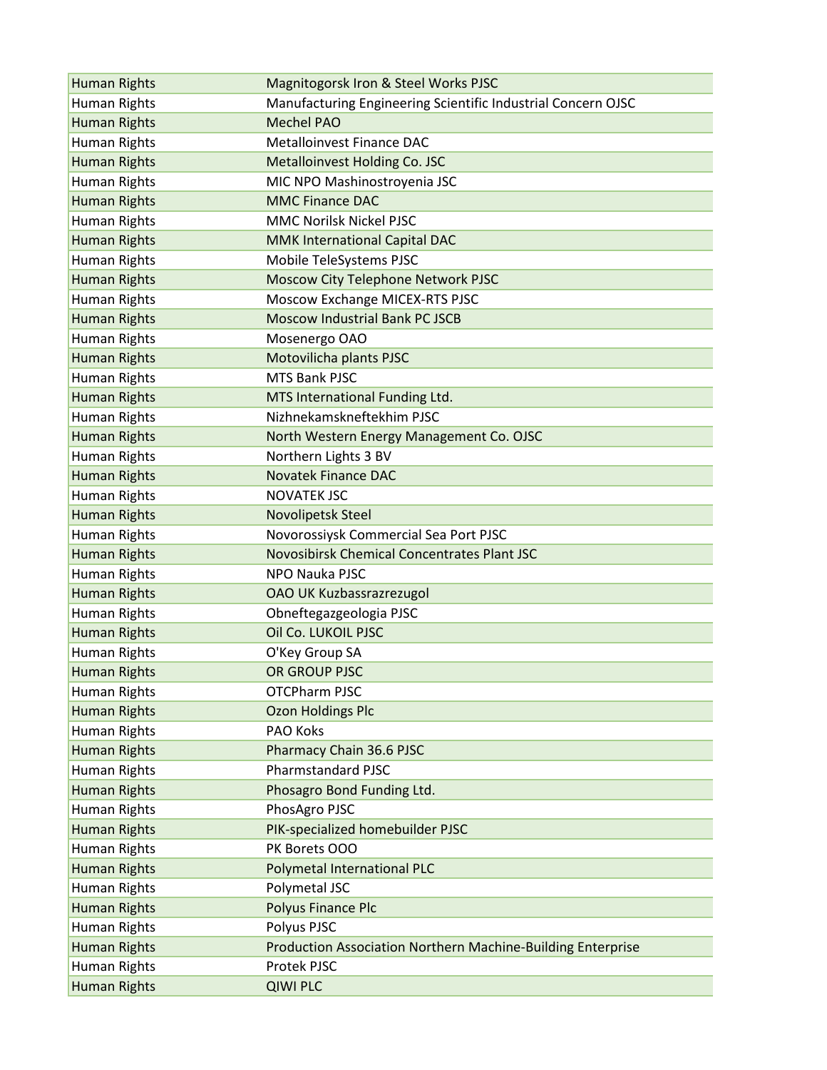| | |
|---|---|
| Human Rights | Magnitogorsk Iron & Steel Works PJSC |
| Human Rights | Manufacturing Engineering Scientific Industrial Concern OJSC |
| Human Rights | Mechel PAO |
| Human Rights | Metalloinvest Finance DAC |
| Human Rights | Metalloinvest Holding Co. JSC |
| Human Rights | MIC NPO Mashinostroyenia JSC |
| Human Rights | MMC Finance DAC |
| Human Rights | MMC Norilsk Nickel PJSC |
| Human Rights | MMK International Capital DAC |
| Human Rights | Mobile TeleSystems PJSC |
| Human Rights | Moscow City Telephone Network PJSC |
| Human Rights | Moscow Exchange MICEX-RTS PJSC |
| Human Rights | Moscow Industrial Bank PC JSCB |
| Human Rights | Mosenergo OAO |
| Human Rights | Motovilicha plants PJSC |
| Human Rights | MTS Bank PJSC |
| Human Rights | MTS International Funding Ltd. |
| Human Rights | Nizhnekamskneftekhim PJSC |
| Human Rights | North Western Energy Management Co. OJSC |
| Human Rights | Northern Lights 3 BV |
| Human Rights | Novatek Finance DAC |
| Human Rights | NOVATEK JSC |
| Human Rights | Novolipetsk Steel |
| Human Rights | Novorossiysk Commercial Sea Port PJSC |
| Human Rights | Novosibirsk Chemical Concentrates Plant JSC |
| Human Rights | NPO Nauka PJSC |
| Human Rights | OAO UK Kuzbassrazrezugol |
| Human Rights | Obneftegazgeologia PJSC |
| Human Rights | Oil Co. LUKOIL PJSC |
| Human Rights | O'Key Group SA |
| Human Rights | OR GROUP PJSC |
| Human Rights | OTCPharm PJSC |
| Human Rights | Ozon Holdings Plc |
| Human Rights | PAO Koks |
| Human Rights | Pharmacy Chain 36.6 PJSC |
| Human Rights | Pharmstandard PJSC |
| Human Rights | Phosagro Bond Funding Ltd. |
| Human Rights | PhosAgro PJSC |
| Human Rights | PIK-specialized homebuilder PJSC |
| Human Rights | PK Borets OOO |
| Human Rights | Polymetal International PLC |
| Human Rights | Polymetal JSC |
| Human Rights | Polyus Finance Plc |
| Human Rights | Polyus PJSC |
| Human Rights | Production Association Northern Machine-Building Enterprise |
| Human Rights | Protek PJSC |
| Human Rights | QIWI PLC |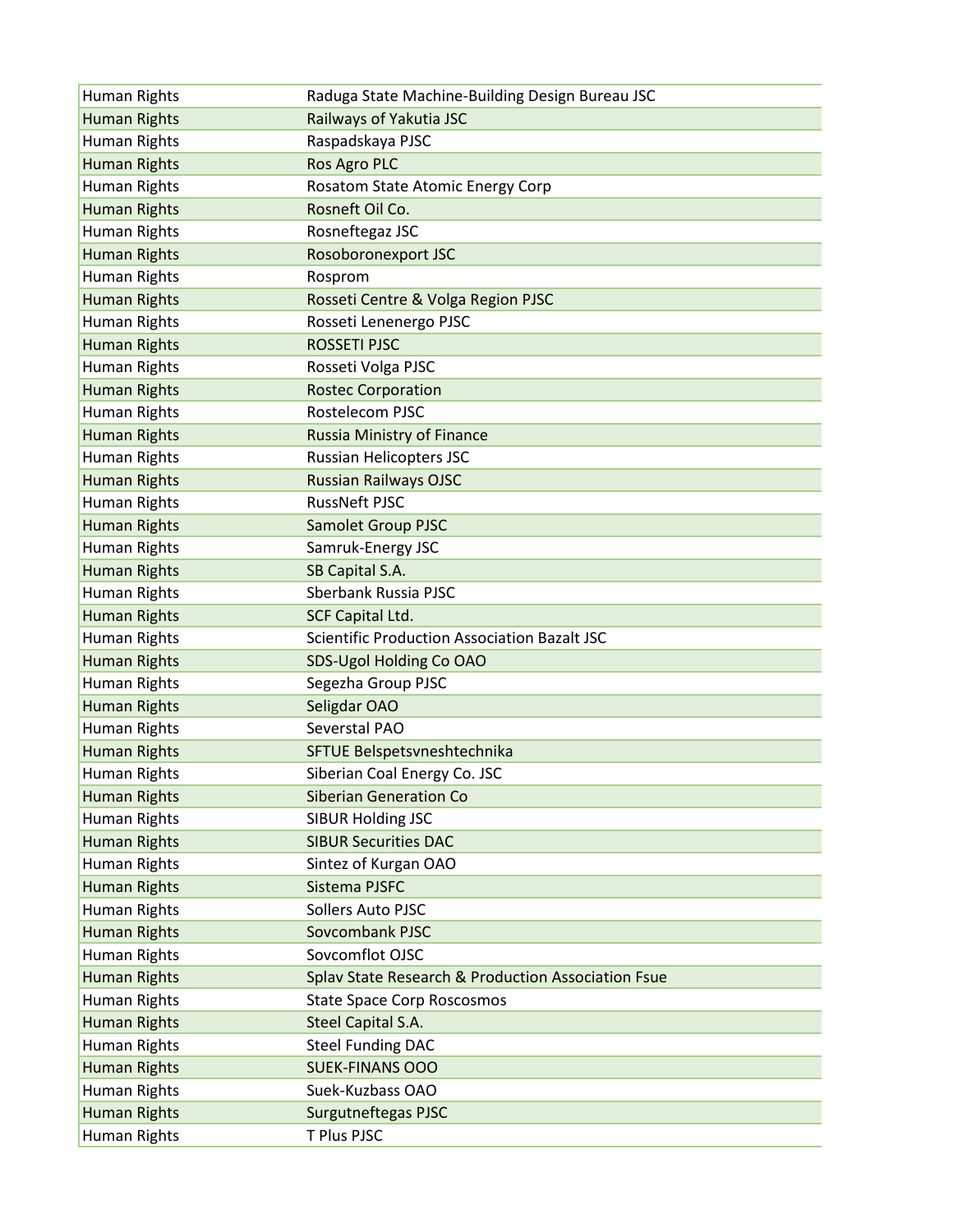| Human Rights | Raduga State Machine-Building Design Bureau JSC |
|---|---|
| Human Rights | Railways of Yakutia JSC |
| Human Rights | Raspadskaya PJSC |
| Human Rights | Ros Agro PLC |
| Human Rights | Rosatom State Atomic Energy Corp |
| Human Rights | Rosneft Oil Co. |
| Human Rights | Rosneftegaz JSC |
| Human Rights | Rosoboronexport JSC |
| Human Rights | Rosprom |
| Human Rights | Rosseti Centre & Volga Region PJSC |
| Human Rights | Rosseti Lenenergo PJSC |
| Human Rights | ROSSETI PJSC |
| Human Rights | Rosseti Volga PJSC |
| Human Rights | Rostec Corporation |
| Human Rights | Rostelecom PJSC |
| Human Rights | Russia Ministry of Finance |
| Human Rights | Russian Helicopters JSC |
| Human Rights | Russian Railways OJSC |
| Human Rights | RussNeft PJSC |
| Human Rights | Samolet Group PJSC |
| Human Rights | Samruk-Energy JSC |
| Human Rights | SB Capital S.A. |
| Human Rights | Sberbank Russia PJSC |
| Human Rights | SCF Capital Ltd. |
| Human Rights | Scientific Production Association Bazalt JSC |
| Human Rights | SDS-Ugol Holding Co OAO |
| Human Rights | Segezha Group PJSC |
| Human Rights | Seligdar OAO |
| Human Rights | Severstal PAO |
| Human Rights | SFTUE Belspetsvneshtechnika |
| Human Rights | Siberian Coal Energy Co. JSC |
| Human Rights | Siberian Generation Co |
| Human Rights | SIBUR Holding JSC |
| Human Rights | SIBUR Securities DAC |
| Human Rights | Sintez of Kurgan OAO |
| Human Rights | Sistema PJSFC |
| Human Rights | Sollers Auto PJSC |
| Human Rights | Sovcombank PJSC |
| Human Rights | Sovcomflot OJSC |
| Human Rights | Splav State Research & Production Association Fsue |
| Human Rights | State Space Corp Roscosmos |
| Human Rights | Steel Capital S.A. |
| Human Rights | Steel Funding DAC |
| Human Rights | SUEK-FINANS OOO |
| Human Rights | Suek-Kuzbass OAO |
| Human Rights | Surgutneftegas PJSC |
| Human Rights | T Plus PJSC |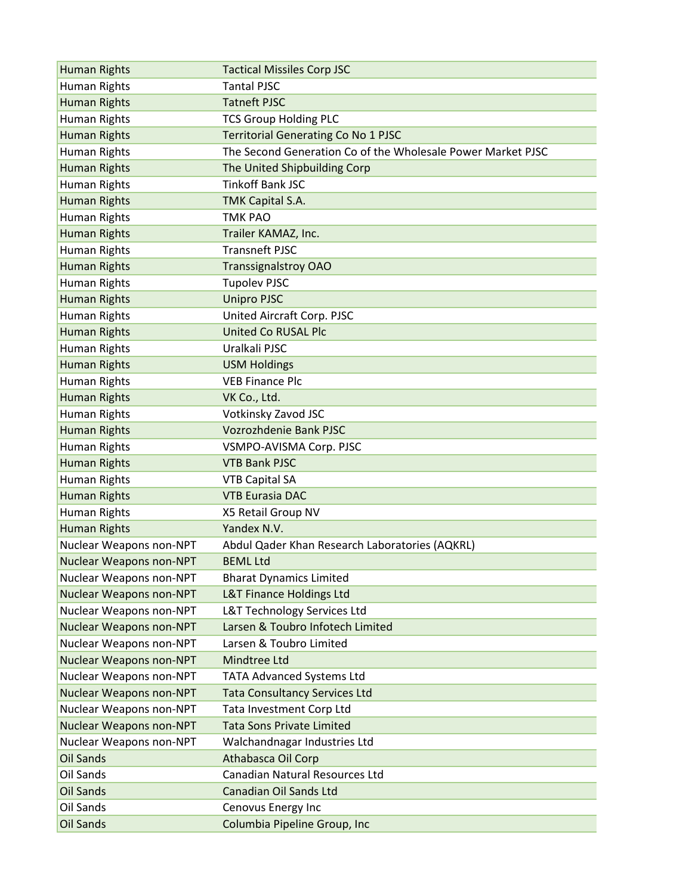| Human Rights | Tactical Missiles Corp JSC |
|---|---|
| Human Rights | Tantal PJSC |
| Human Rights | Tatneft PJSC |
| Human Rights | TCS Group Holding PLC |
| Human Rights | Territorial Generating Co No 1 PJSC |
| Human Rights | The Second Generation Co of the Wholesale Power Market PJSC |
| Human Rights | The United Shipbuilding Corp |
| Human Rights | Tinkoff Bank JSC |
| Human Rights | TMK Capital S.A. |
| Human Rights | TMK PAO |
| Human Rights | Trailer KAMAZ, Inc. |
| Human Rights | Transneft PJSC |
| Human Rights | Transsignalstroy OAO |
| Human Rights | Tupolev PJSC |
| Human Rights | Unipro PJSC |
| Human Rights | United Aircraft Corp. PJSC |
| Human Rights | United Co RUSAL Plc |
| Human Rights | Uralkali PJSC |
| Human Rights | USM Holdings |
| Human Rights | VEB Finance Plc |
| Human Rights | VK Co., Ltd. |
| Human Rights | Votkinsky Zavod JSC |
| Human Rights | Vozrozhdenie Bank PJSC |
| Human Rights | VSMPO-AVISMA Corp. PJSC |
| Human Rights | VTB Bank PJSC |
| Human Rights | VTB Capital SA |
| Human Rights | VTB Eurasia DAC |
| Human Rights | X5 Retail Group NV |
| Human Rights | Yandex N.V. |
| Nuclear Weapons non-NPT | Abdul Qader Khan Research Laboratories (AQKRL) |
| Nuclear Weapons non-NPT | BEML Ltd |
| Nuclear Weapons non-NPT | Bharat Dynamics Limited |
| Nuclear Weapons non-NPT | L&T Finance Holdings Ltd |
| Nuclear Weapons non-NPT | L&T Technology Services Ltd |
| Nuclear Weapons non-NPT | Larsen & Toubro Infotech Limited |
| Nuclear Weapons non-NPT | Larsen & Toubro Limited |
| Nuclear Weapons non-NPT | Mindtree Ltd |
| Nuclear Weapons non-NPT | TATA Advanced Systems Ltd |
| Nuclear Weapons non-NPT | Tata Consultancy Services Ltd |
| Nuclear Weapons non-NPT | Tata Investment Corp Ltd |
| Nuclear Weapons non-NPT | Tata Sons Private Limited |
| Nuclear Weapons non-NPT | Walchandnagar Industries Ltd |
| Oil Sands | Athabasca Oil Corp |
| Oil Sands | Canadian Natural Resources Ltd |
| Oil Sands | Canadian Oil Sands Ltd |
| Oil Sands | Cenovus Energy Inc |
| Oil Sands | Columbia Pipeline Group, Inc |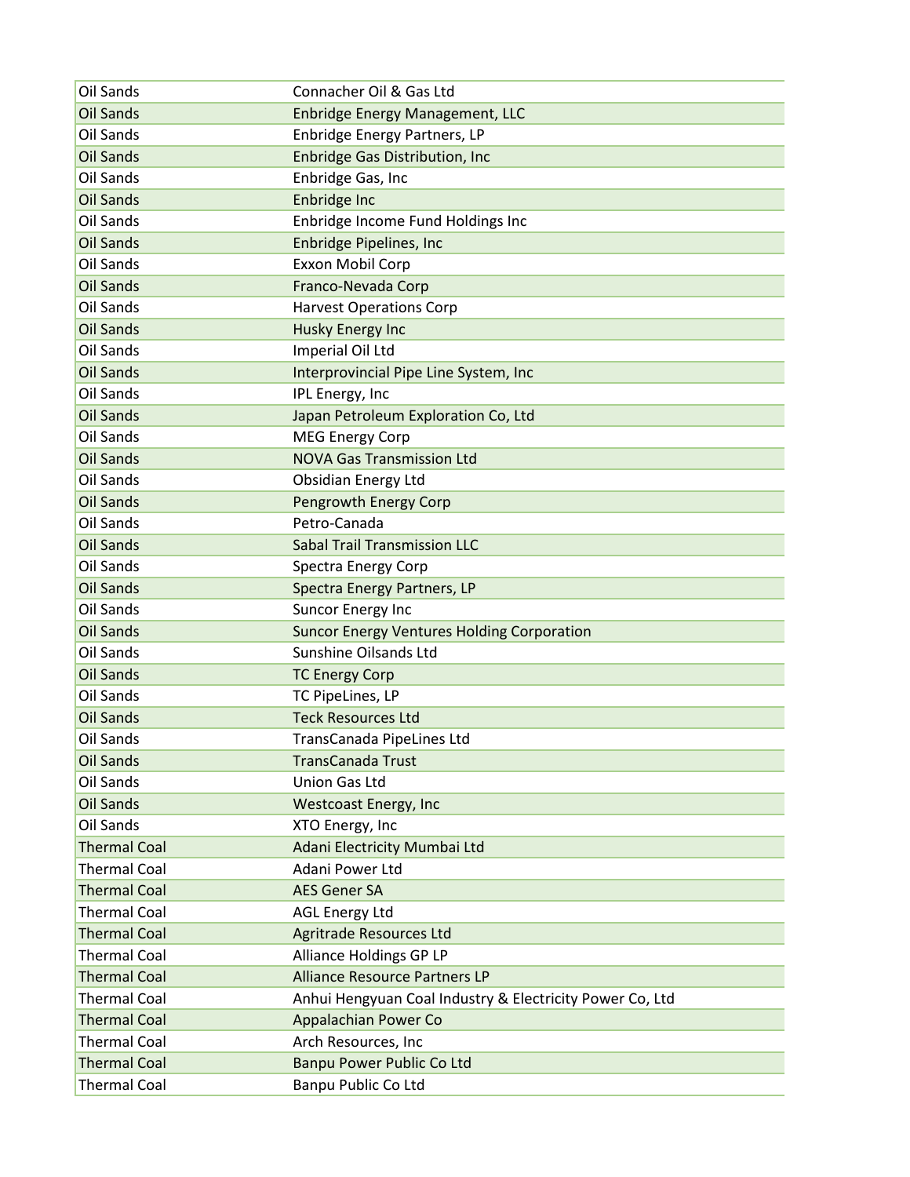| | |
|---|---|
| Oil Sands | Connacher Oil & Gas Ltd |
| Oil Sands | Enbridge Energy Management, LLC |
| Oil Sands | Enbridge Energy Partners, LP |
| Oil Sands | Enbridge Gas Distribution, Inc |
| Oil Sands | Enbridge Gas, Inc |
| Oil Sands | Enbridge Inc |
| Oil Sands | Enbridge Income Fund Holdings Inc |
| Oil Sands | Enbridge Pipelines, Inc |
| Oil Sands | Exxon Mobil Corp |
| Oil Sands | Franco-Nevada Corp |
| Oil Sands | Harvest Operations Corp |
| Oil Sands | Husky Energy Inc |
| Oil Sands | Imperial Oil Ltd |
| Oil Sands | Interprovincial Pipe Line System, Inc |
| Oil Sands | IPL Energy, Inc |
| Oil Sands | Japan Petroleum Exploration Co, Ltd |
| Oil Sands | MEG Energy Corp |
| Oil Sands | NOVA Gas Transmission Ltd |
| Oil Sands | Obsidian Energy Ltd |
| Oil Sands | Pengrowth Energy Corp |
| Oil Sands | Petro-Canada |
| Oil Sands | Sabal Trail Transmission LLC |
| Oil Sands | Spectra Energy Corp |
| Oil Sands | Spectra Energy Partners, LP |
| Oil Sands | Suncor Energy Inc |
| Oil Sands | Suncor Energy Ventures Holding Corporation |
| Oil Sands | Sunshine Oilsands Ltd |
| Oil Sands | TC Energy Corp |
| Oil Sands | TC PipeLines, LP |
| Oil Sands | Teck Resources Ltd |
| Oil Sands | TransCanada PipeLines Ltd |
| Oil Sands | TransCanada Trust |
| Oil Sands | Union Gas Ltd |
| Oil Sands | Westcoast Energy, Inc |
| Oil Sands | XTO Energy, Inc |
| Thermal Coal | Adani Electricity Mumbai Ltd |
| Thermal Coal | Adani Power Ltd |
| Thermal Coal | AES Gener SA |
| Thermal Coal | AGL Energy Ltd |
| Thermal Coal | Agritrade Resources Ltd |
| Thermal Coal | Alliance Holdings GP LP |
| Thermal Coal | Alliance Resource Partners LP |
| Thermal Coal | Anhui Hengyuan Coal Industry & Electricity Power Co, Ltd |
| Thermal Coal | Appalachian Power Co |
| Thermal Coal | Arch Resources, Inc |
| Thermal Coal | Banpu Power Public Co Ltd |
| Thermal Coal | Banpu Public Co Ltd |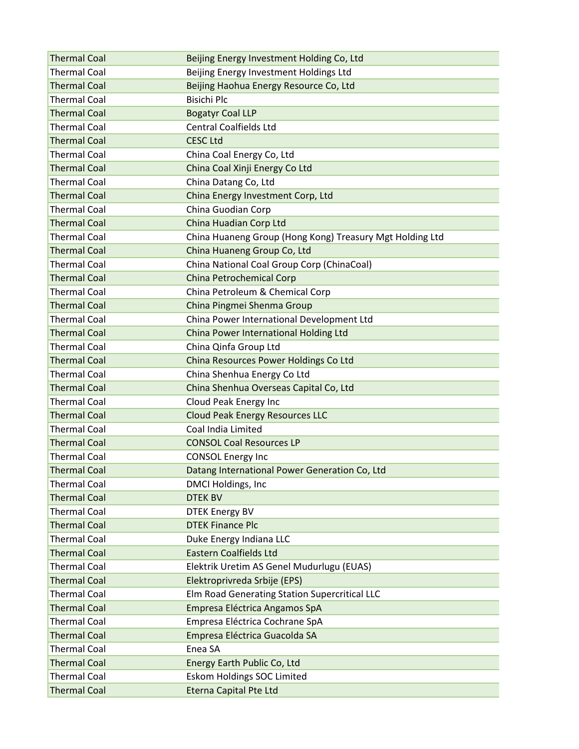| Thermal Coal | Beijing Energy Investment Holding Co, Ltd |
|---|---|
| Thermal Coal | Beijing Energy Investment Holdings Ltd |
| Thermal Coal | Beijing Haohua Energy Resource Co, Ltd |
| Thermal Coal | Bisichi Plc |
| Thermal Coal | Bogatyr Coal LLP |
| Thermal Coal | Central Coalfields Ltd |
| Thermal Coal | CESC Ltd |
| Thermal Coal | China Coal Energy Co, Ltd |
| Thermal Coal | China Coal Xinji Energy Co Ltd |
| Thermal Coal | China Datang Co, Ltd |
| Thermal Coal | China Energy Investment Corp, Ltd |
| Thermal Coal | China Guodian Corp |
| Thermal Coal | China Huadian Corp Ltd |
| Thermal Coal | China Huaneng Group (Hong Kong) Treasury Mgt Holding Ltd |
| Thermal Coal | China Huaneng Group Co, Ltd |
| Thermal Coal | China National Coal Group Corp (ChinaCoal) |
| Thermal Coal | China Petrochemical Corp |
| Thermal Coal | China Petroleum & Chemical Corp |
| Thermal Coal | China Pingmei Shenma Group |
| Thermal Coal | China Power International Development Ltd |
| Thermal Coal | China Power International Holding Ltd |
| Thermal Coal | China Qinfa Group Ltd |
| Thermal Coal | China Resources Power Holdings Co Ltd |
| Thermal Coal | China Shenhua Energy Co Ltd |
| Thermal Coal | China Shenhua Overseas Capital Co, Ltd |
| Thermal Coal | Cloud Peak Energy Inc |
| Thermal Coal | Cloud Peak Energy Resources LLC |
| Thermal Coal | Coal India Limited |
| Thermal Coal | CONSOL Coal Resources LP |
| Thermal Coal | CONSOL Energy Inc |
| Thermal Coal | Datang International Power Generation Co, Ltd |
| Thermal Coal | DMCI Holdings, Inc |
| Thermal Coal | DTEK BV |
| Thermal Coal | DTEK Energy BV |
| Thermal Coal | DTEK Finance Plc |
| Thermal Coal | Duke Energy Indiana LLC |
| Thermal Coal | Eastern Coalfields Ltd |
| Thermal Coal | Elektrik Uretim AS Genel Mudurlugu (EUAS) |
| Thermal Coal | Elektroprivreda Srbije (EPS) |
| Thermal Coal | Elm Road Generating Station Supercritical LLC |
| Thermal Coal | Empresa Eléctrica Angamos SpA |
| Thermal Coal | Empresa Eléctrica Cochrane SpA |
| Thermal Coal | Empresa Eléctrica Guacolda SA |
| Thermal Coal | Enea SA |
| Thermal Coal | Energy Earth Public Co, Ltd |
| Thermal Coal | Eskom Holdings SOC Limited |
| Thermal Coal | Eterna Capital Pte Ltd |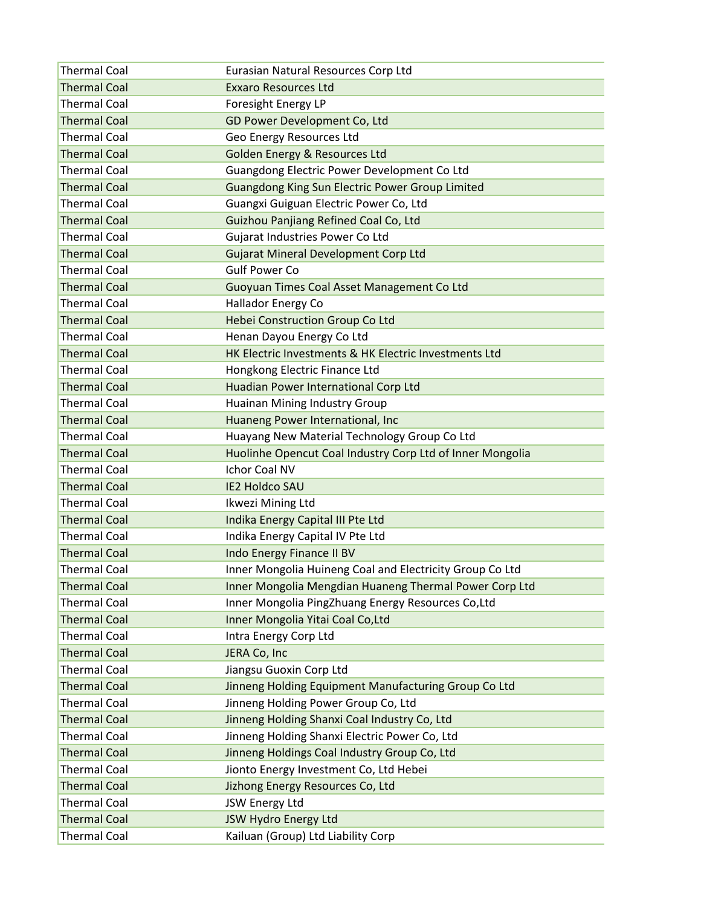| | |
|---|---|
| Thermal Coal | Eurasian Natural Resources Corp Ltd |
| Thermal Coal | Exxaro Resources Ltd |
| Thermal Coal | Foresight Energy LP |
| Thermal Coal | GD Power Development Co, Ltd |
| Thermal Coal | Geo Energy Resources Ltd |
| Thermal Coal | Golden Energy & Resources Ltd |
| Thermal Coal | Guangdong Electric Power Development Co Ltd |
| Thermal Coal | Guangdong King Sun Electric Power Group Limited |
| Thermal Coal | Guangxi Guiguan Electric Power Co, Ltd |
| Thermal Coal | Guizhou Panjiang Refined Coal Co, Ltd |
| Thermal Coal | Gujarat Industries Power Co Ltd |
| Thermal Coal | Gujarat Mineral Development Corp Ltd |
| Thermal Coal | Gulf Power Co |
| Thermal Coal | Guoyuan Times Coal Asset Management Co Ltd |
| Thermal Coal | Hallador Energy Co |
| Thermal Coal | Hebei Construction Group Co Ltd |
| Thermal Coal | Henan Dayou Energy Co Ltd |
| Thermal Coal | HK Electric Investments & HK Electric Investments Ltd |
| Thermal Coal | Hongkong Electric Finance Ltd |
| Thermal Coal | Huadian Power International Corp Ltd |
| Thermal Coal | Huainan Mining Industry Group |
| Thermal Coal | Huaneng Power International, Inc |
| Thermal Coal | Huayang New Material Technology Group Co Ltd |
| Thermal Coal | Huolinhe Opencut Coal Industry Corp Ltd of Inner Mongolia |
| Thermal Coal | Ichor Coal NV |
| Thermal Coal | IE2 Holdco SAU |
| Thermal Coal | Ikwezi Mining Ltd |
| Thermal Coal | Indika Energy Capital III Pte Ltd |
| Thermal Coal | Indika Energy Capital IV Pte Ltd |
| Thermal Coal | Indo Energy Finance II BV |
| Thermal Coal | Inner Mongolia Huineng Coal and Electricity Group Co Ltd |
| Thermal Coal | Inner Mongolia Mengdian Huaneng Thermal Power Corp Ltd |
| Thermal Coal | Inner Mongolia PingZhuang Energy Resources Co,Ltd |
| Thermal Coal | Inner Mongolia Yitai Coal Co,Ltd |
| Thermal Coal | Intra Energy Corp Ltd |
| Thermal Coal | JERA Co, Inc |
| Thermal Coal | Jiangsu Guoxin Corp Ltd |
| Thermal Coal | Jinneng Holding Equipment Manufacturing Group Co Ltd |
| Thermal Coal | Jinneng Holding Power Group Co, Ltd |
| Thermal Coal | Jinneng Holding Shanxi Coal Industry Co, Ltd |
| Thermal Coal | Jinneng Holding Shanxi Electric Power Co, Ltd |
| Thermal Coal | Jinneng Holdings Coal Industry Group Co, Ltd |
| Thermal Coal | Jionto Energy Investment Co, Ltd Hebei |
| Thermal Coal | Jizhong Energy Resources Co, Ltd |
| Thermal Coal | JSW Energy Ltd |
| Thermal Coal | JSW Hydro Energy Ltd |
| Thermal Coal | Kailuan (Group) Ltd Liability Corp |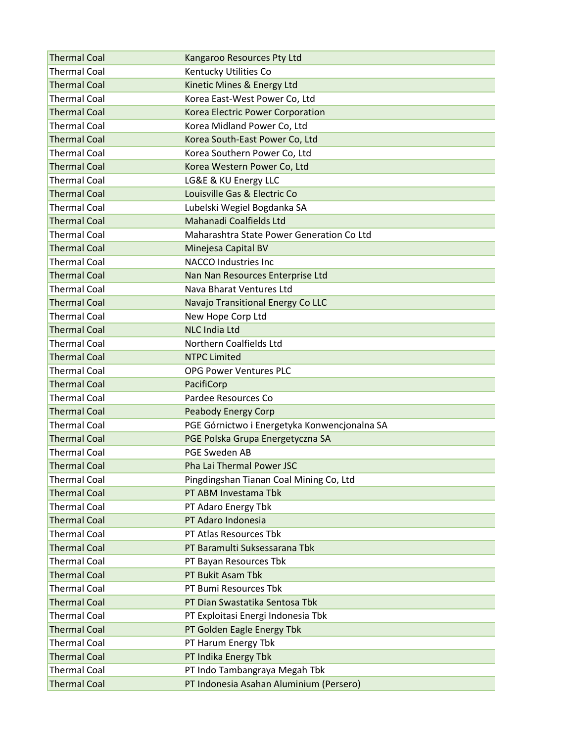| | |
|---|---|
| Thermal Coal | Kangaroo Resources Pty Ltd |
| Thermal Coal | Kentucky Utilities Co |
| Thermal Coal | Kinetic Mines & Energy Ltd |
| Thermal Coal | Korea East-West Power Co, Ltd |
| Thermal Coal | Korea Electric Power Corporation |
| Thermal Coal | Korea Midland Power Co, Ltd |
| Thermal Coal | Korea South-East Power Co, Ltd |
| Thermal Coal | Korea Southern Power Co, Ltd |
| Thermal Coal | Korea Western Power Co, Ltd |
| Thermal Coal | LG&E & KU Energy LLC |
| Thermal Coal | Louisville Gas & Electric Co |
| Thermal Coal | Lubelski Wegiel Bogdanka SA |
| Thermal Coal | Mahanadi Coalfields Ltd |
| Thermal Coal | Maharashtra State Power Generation Co Ltd |
| Thermal Coal | Minejesa Capital BV |
| Thermal Coal | NACCO Industries Inc |
| Thermal Coal | Nan Nan Resources Enterprise Ltd |
| Thermal Coal | Nava Bharat Ventures Ltd |
| Thermal Coal | Navajo Transitional Energy Co LLC |
| Thermal Coal | New Hope Corp Ltd |
| Thermal Coal | NLC India Ltd |
| Thermal Coal | Northern Coalfields Ltd |
| Thermal Coal | NTPC Limited |
| Thermal Coal | OPG Power Ventures PLC |
| Thermal Coal | PacifiCorp |
| Thermal Coal | Pardee Resources Co |
| Thermal Coal | Peabody Energy Corp |
| Thermal Coal | PGE Górnictwo i Energetyka Konwencjonalna SA |
| Thermal Coal | PGE Polska Grupa Energetyczna SA |
| Thermal Coal | PGE Sweden AB |
| Thermal Coal | Pha Lai Thermal Power JSC |
| Thermal Coal | Pingdingshan Tianan Coal Mining Co, Ltd |
| Thermal Coal | PT ABM Investama Tbk |
| Thermal Coal | PT Adaro Energy Tbk |
| Thermal Coal | PT Adaro Indonesia |
| Thermal Coal | PT Atlas Resources Tbk |
| Thermal Coal | PT Baramulti Suksessarana Tbk |
| Thermal Coal | PT Bayan Resources Tbk |
| Thermal Coal | PT Bukit Asam Tbk |
| Thermal Coal | PT Bumi Resources Tbk |
| Thermal Coal | PT Dian Swastatika Sentosa Tbk |
| Thermal Coal | PT Exploitasi Energi Indonesia Tbk |
| Thermal Coal | PT Golden Eagle Energy Tbk |
| Thermal Coal | PT Harum Energy Tbk |
| Thermal Coal | PT Indika Energy Tbk |
| Thermal Coal | PT Indo Tambangraya Megah Tbk |
| Thermal Coal | PT Indonesia Asahan Aluminium (Persero) |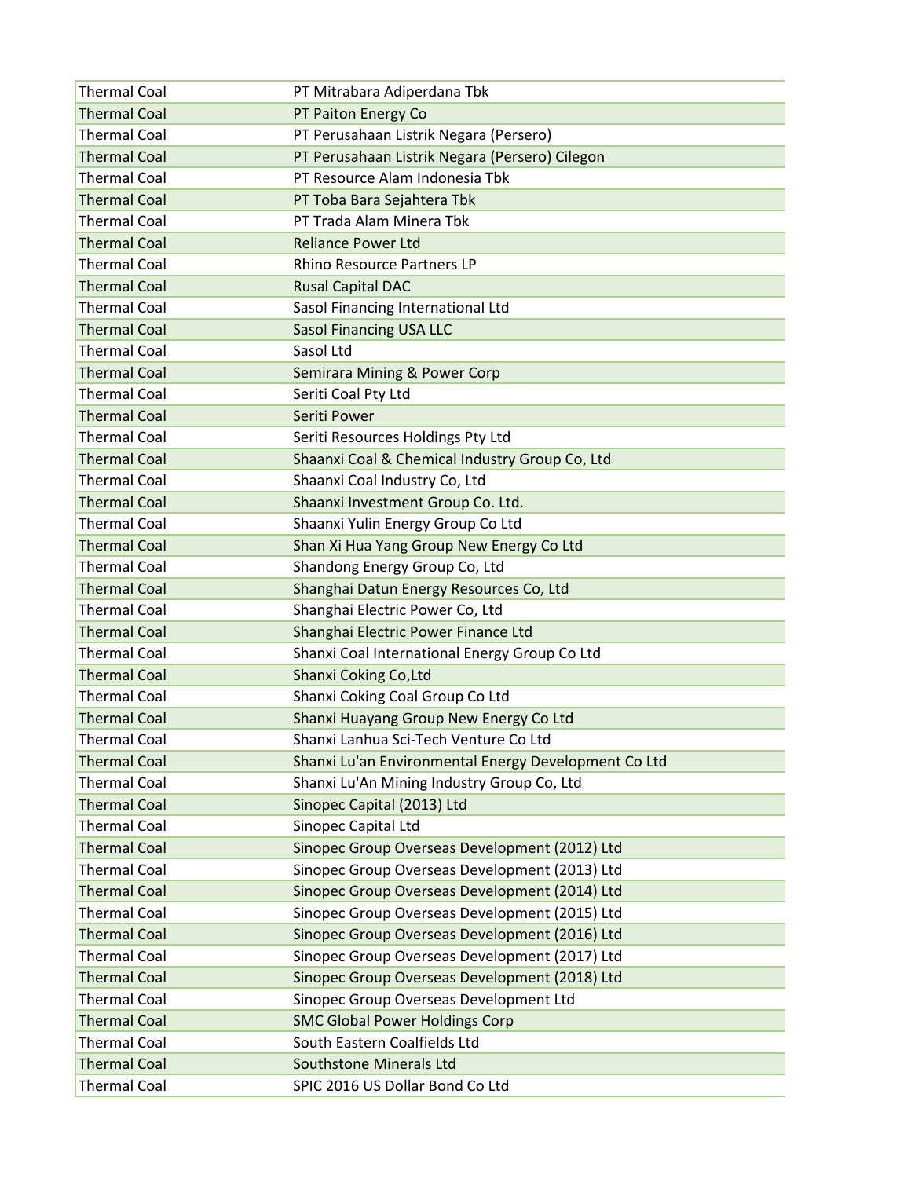| | |
|---|---|
| Thermal Coal | PT Mitrabara Adiperdana Tbk |
| Thermal Coal | PT Paiton Energy Co |
| Thermal Coal | PT Perusahaan Listrik Negara (Persero) |
| Thermal Coal | PT Perusahaan Listrik Negara (Persero) Cilegon |
| Thermal Coal | PT Resource Alam Indonesia Tbk |
| Thermal Coal | PT Toba Bara Sejahtera Tbk |
| Thermal Coal | PT Trada Alam Minera Tbk |
| Thermal Coal | Reliance Power Ltd |
| Thermal Coal | Rhino Resource Partners LP |
| Thermal Coal | Rusal Capital DAC |
| Thermal Coal | Sasol Financing International Ltd |
| Thermal Coal | Sasol Financing USA LLC |
| Thermal Coal | Sasol Ltd |
| Thermal Coal | Semirara Mining & Power Corp |
| Thermal Coal | Seriti Coal Pty Ltd |
| Thermal Coal | Seriti Power |
| Thermal Coal | Seriti Resources Holdings Pty Ltd |
| Thermal Coal | Shaanxi Coal & Chemical Industry Group Co, Ltd |
| Thermal Coal | Shaanxi Coal Industry Co, Ltd |
| Thermal Coal | Shaanxi Investment Group Co. Ltd. |
| Thermal Coal | Shaanxi Yulin Energy Group Co Ltd |
| Thermal Coal | Shan Xi Hua Yang Group New Energy Co Ltd |
| Thermal Coal | Shandong Energy Group Co, Ltd |
| Thermal Coal | Shanghai Datun Energy Resources Co, Ltd |
| Thermal Coal | Shanghai Electric Power Co, Ltd |
| Thermal Coal | Shanghai Electric Power Finance Ltd |
| Thermal Coal | Shanxi Coal International Energy Group Co Ltd |
| Thermal Coal | Shanxi Coking Co,Ltd |
| Thermal Coal | Shanxi Coking Coal Group Co Ltd |
| Thermal Coal | Shanxi Huayang Group New Energy Co Ltd |
| Thermal Coal | Shanxi Lanhua Sci-Tech Venture Co Ltd |
| Thermal Coal | Shanxi Lu'an Environmental Energy Development Co Ltd |
| Thermal Coal | Shanxi Lu'An Mining Industry Group Co, Ltd |
| Thermal Coal | Sinopec Capital (2013) Ltd |
| Thermal Coal | Sinopec Capital Ltd |
| Thermal Coal | Sinopec Group Overseas Development (2012) Ltd |
| Thermal Coal | Sinopec Group Overseas Development (2013) Ltd |
| Thermal Coal | Sinopec Group Overseas Development (2014) Ltd |
| Thermal Coal | Sinopec Group Overseas Development (2015) Ltd |
| Thermal Coal | Sinopec Group Overseas Development (2016) Ltd |
| Thermal Coal | Sinopec Group Overseas Development (2017) Ltd |
| Thermal Coal | Sinopec Group Overseas Development (2018) Ltd |
| Thermal Coal | Sinopec Group Overseas Development Ltd |
| Thermal Coal | SMC Global Power Holdings Corp |
| Thermal Coal | South Eastern Coalfields Ltd |
| Thermal Coal | Southstone Minerals Ltd |
| Thermal Coal | SPIC 2016 US Dollar Bond Co Ltd |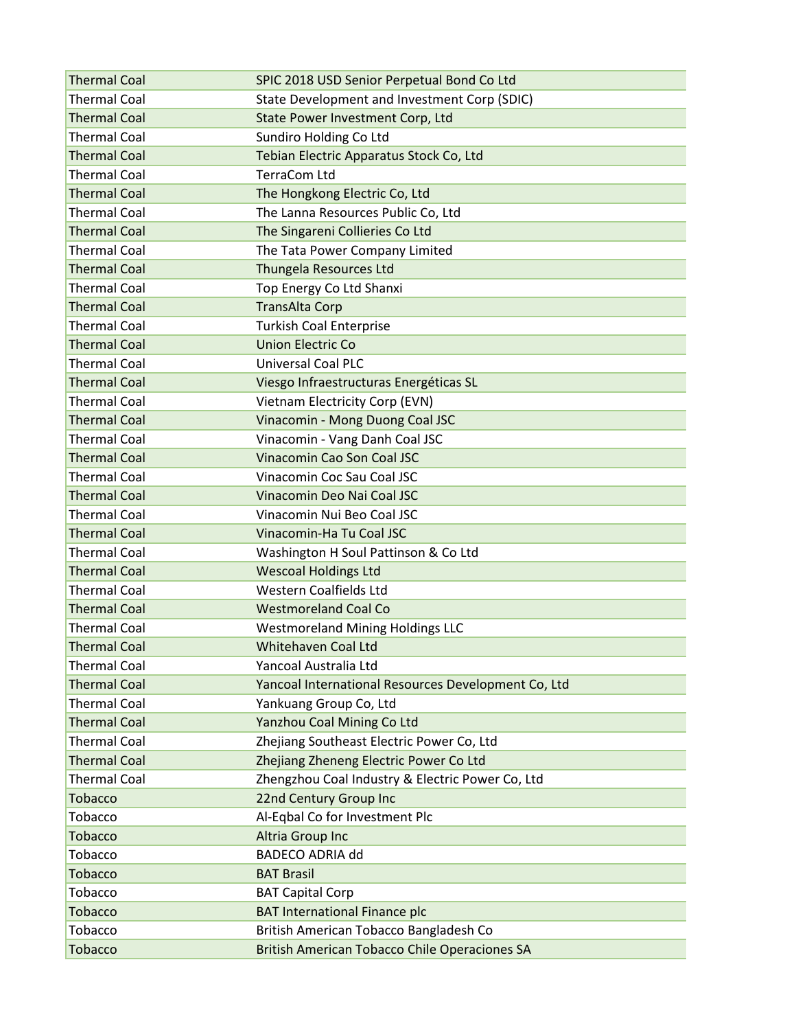| | |
|---|---|
| Thermal Coal | SPIC 2018 USD Senior Perpetual Bond Co Ltd |
| Thermal Coal | State Development and Investment Corp (SDIC) |
| Thermal Coal | State Power Investment Corp, Ltd |
| Thermal Coal | Sundiro Holding Co Ltd |
| Thermal Coal | Tebian Electric Apparatus Stock Co, Ltd |
| Thermal Coal | TerraCom Ltd |
| Thermal Coal | The Hongkong Electric Co, Ltd |
| Thermal Coal | The Lanna Resources Public Co, Ltd |
| Thermal Coal | The Singareni Collieries Co Ltd |
| Thermal Coal | The Tata Power Company Limited |
| Thermal Coal | Thungela Resources Ltd |
| Thermal Coal | Top Energy Co Ltd Shanxi |
| Thermal Coal | TransAlta Corp |
| Thermal Coal | Turkish Coal Enterprise |
| Thermal Coal | Union Electric Co |
| Thermal Coal | Universal Coal PLC |
| Thermal Coal | Viesgo Infraestructuras Energéticas SL |
| Thermal Coal | Vietnam Electricity Corp (EVN) |
| Thermal Coal | Vinacomin - Mong Duong Coal JSC |
| Thermal Coal | Vinacomin - Vang Danh Coal JSC |
| Thermal Coal | Vinacomin Cao Son Coal JSC |
| Thermal Coal | Vinacomin Coc Sau Coal JSC |
| Thermal Coal | Vinacomin Deo Nai Coal JSC |
| Thermal Coal | Vinacomin Nui Beo Coal JSC |
| Thermal Coal | Vinacomin-Ha Tu Coal JSC |
| Thermal Coal | Washington H Soul Pattinson & Co Ltd |
| Thermal Coal | Wescoal Holdings Ltd |
| Thermal Coal | Western Coalfields Ltd |
| Thermal Coal | Westmoreland Coal Co |
| Thermal Coal | Westmoreland Mining Holdings LLC |
| Thermal Coal | Whitehaven Coal Ltd |
| Thermal Coal | Yancoal Australia Ltd |
| Thermal Coal | Yancoal International Resources Development Co, Ltd |
| Thermal Coal | Yankuang Group Co, Ltd |
| Thermal Coal | Yanzhou Coal Mining Co Ltd |
| Thermal Coal | Zhejiang Southeast Electric Power Co, Ltd |
| Thermal Coal | Zhejiang Zheneng Electric Power Co Ltd |
| Thermal Coal | Zhengzhou Coal Industry & Electric Power Co, Ltd |
| Tobacco | 22nd Century Group Inc |
| Tobacco | Al-Eqbal Co for Investment Plc |
| Tobacco | Altria Group Inc |
| Tobacco | BADECO ADRIA dd |
| Tobacco | BAT Brasil |
| Tobacco | BAT Capital Corp |
| Tobacco | BAT International Finance plc |
| Tobacco | British American Tobacco Bangladesh Co |
| Tobacco | British American Tobacco Chile Operaciones SA |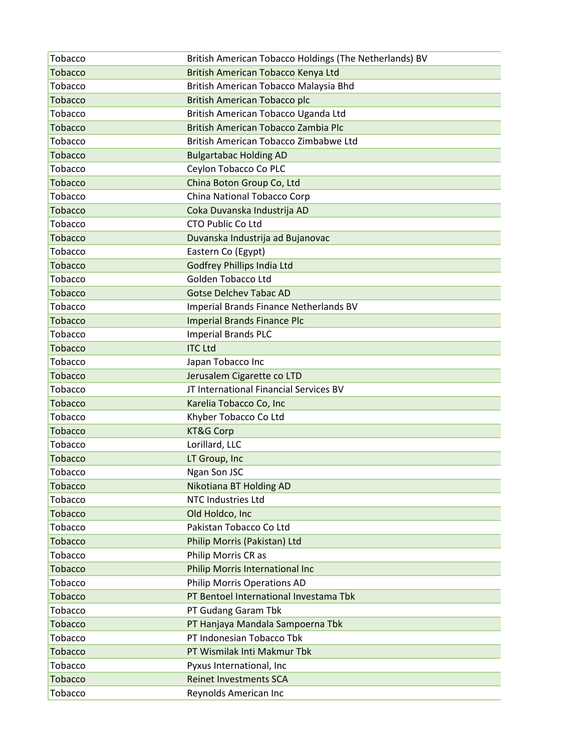| Tobacco | British American Tobacco Holdings (The Netherlands) BV |
|---|---|
| Tobacco | British American Tobacco Kenya Ltd |
| Tobacco | British American Tobacco Malaysia Bhd |
| Tobacco | British American Tobacco plc |
| Tobacco | British American Tobacco Uganda Ltd |
| Tobacco | British American Tobacco Zambia Plc |
| Tobacco | British American Tobacco Zimbabwe Ltd |
| Tobacco | Bulgartabac Holding AD |
| Tobacco | Ceylon Tobacco Co PLC |
| Tobacco | China Boton Group Co, Ltd |
| Tobacco | China National Tobacco Corp |
| Tobacco | Coka Duvanska Industrija AD |
| Tobacco | CTO Public Co Ltd |
| Tobacco | Duvanska Industrija ad Bujanovac |
| Tobacco | Eastern Co (Egypt) |
| Tobacco | Godfrey Phillips India Ltd |
| Tobacco | Golden Tobacco Ltd |
| Tobacco | Gotse Delchev Tabac AD |
| Tobacco | Imperial Brands Finance Netherlands BV |
| Tobacco | Imperial Brands Finance Plc |
| Tobacco | Imperial Brands PLC |
| Tobacco | ITC Ltd |
| Tobacco | Japan Tobacco Inc |
| Tobacco | Jerusalem Cigarette co LTD |
| Tobacco | JT International Financial Services BV |
| Tobacco | Karelia Tobacco Co, Inc |
| Tobacco | Khyber Tobacco Co Ltd |
| Tobacco | KT&G Corp |
| Tobacco | Lorillard, LLC |
| Tobacco | LT Group, Inc |
| Tobacco | Ngan Son JSC |
| Tobacco | Nikotiana BT Holding AD |
| Tobacco | NTC Industries Ltd |
| Tobacco | Old Holdco, Inc |
| Tobacco | Pakistan Tobacco Co Ltd |
| Tobacco | Philip Morris (Pakistan) Ltd |
| Tobacco | Philip Morris CR as |
| Tobacco | Philip Morris International Inc |
| Tobacco | Philip Morris Operations AD |
| Tobacco | PT Bentoel International Investama Tbk |
| Tobacco | PT Gudang Garam Tbk |
| Tobacco | PT Hanjaya Mandala Sampoerna Tbk |
| Tobacco | PT Indonesian Tobacco Tbk |
| Tobacco | PT Wismilak Inti Makmur Tbk |
| Tobacco | Pyxus International, Inc |
| Tobacco | Reinet Investments SCA |
| Tobacco | Reynolds American Inc |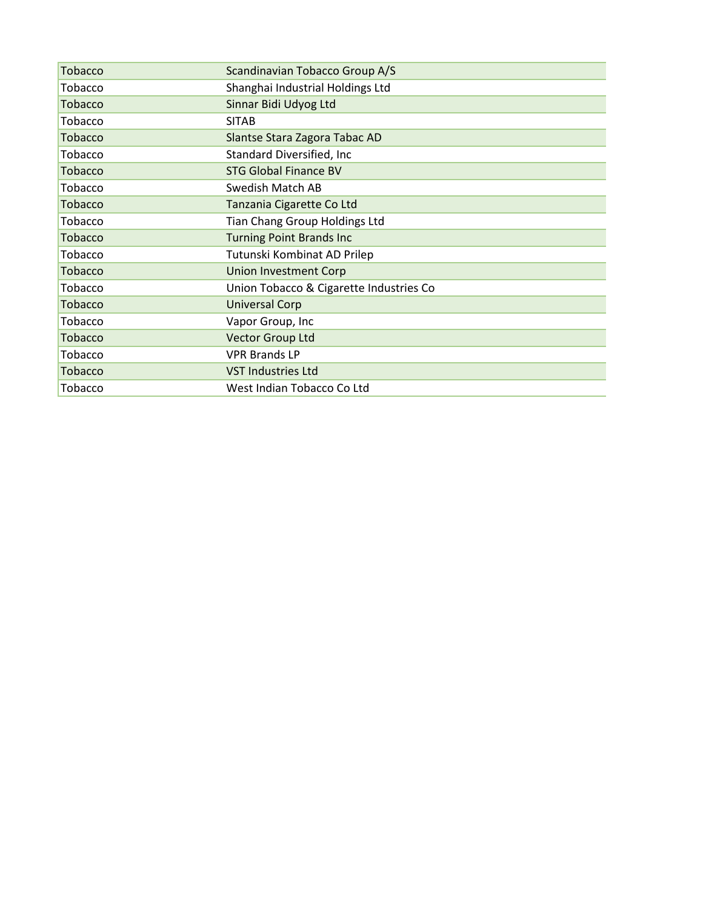| | |
|---|---|
| Tobacco | Scandinavian Tobacco Group A/S |
| Tobacco | Shanghai Industrial Holdings Ltd |
| Tobacco | Sinnar Bidi Udyog Ltd |
| Tobacco | SITAB |
| Tobacco | Slantse Stara Zagora Tabac AD |
| Tobacco | Standard Diversified, Inc |
| Tobacco | STG Global Finance BV |
| Tobacco | Swedish Match AB |
| Tobacco | Tanzania Cigarette Co Ltd |
| Tobacco | Tian Chang Group Holdings Ltd |
| Tobacco | Turning Point Brands Inc |
| Tobacco | Tutunski Kombinat AD Prilep |
| Tobacco | Union Investment Corp |
| Tobacco | Union Tobacco & Cigarette Industries Co |
| Tobacco | Universal Corp |
| Tobacco | Vapor Group, Inc |
| Tobacco | Vector Group Ltd |
| Tobacco | VPR Brands LP |
| Tobacco | VST Industries Ltd |
| Tobacco | West Indian Tobacco Co Ltd |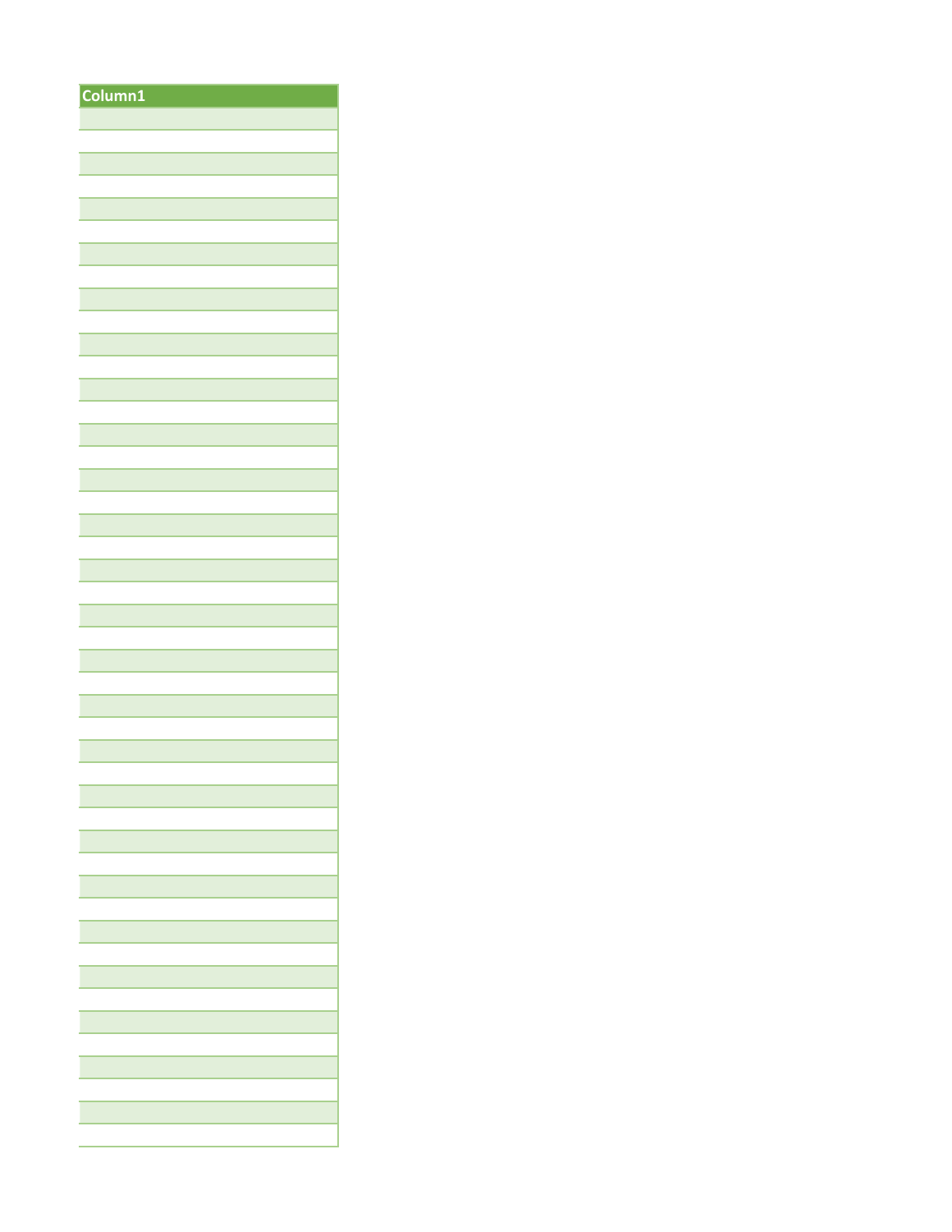| Column1 |
|---|
| |
| |
| |
| |
| |
| |
| |
| |
| |
| |
| |
| |
| |
| |
| |
| |
| |
| |
| |
| |
| |
| |
| |
| |
| |
| |
| |
| |
| |
| |
| |
| |
| |
| |
| |
| |
| |
| |
| |
| |
| |
| |
| |
| |
| |
| |